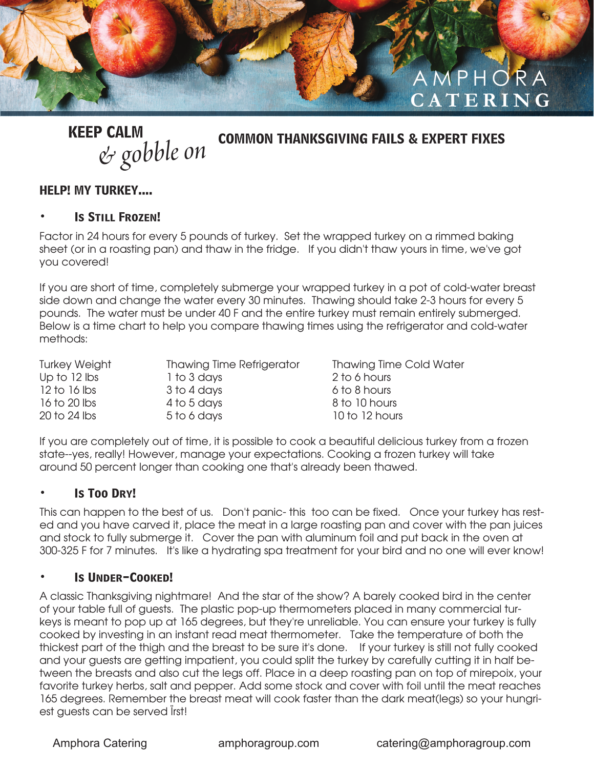AMPHORA CATERING

**KEEP CALM**
*& gobble on*

## COMMON THANKSGIVING FAILS & EXPERT FIXES

### HELP! MY TURKEY....

- #### Is Still Frozen!

Factor in 24 hours for every 5 pounds of turkey. Set the wrapped turkey on a rimmed baking sheet (or in a roasting pan) and thaw in the fridge. If you didn't thaw yours in time, we've got you covered!

If you are short of time, completely submerge your wrapped turkey in a pot of cold-water breast side down and change the water every 30 minutes. Thawing should take 2-3 hours for every 5 pounds. The water must be under 40 F and the entire turkey must remain entirely submerged. Below is a time chart to help you compare thawing times using the refrigerator and cold-water methods:

| Turkey Weight | Thawing Time Refrigerator | Thawing Time Cold Water |
|---|---|---|
| Up to 12 lbs | 1 to 3 days | 2 to 6 hours |
| 12 to 16 lbs | 3 to 4 days | 6 to 8 hours |
| 16 to 20 lbs | 4 to 5 days | 8 to 10 hours |
| 20 to 24 lbs | 5 to 6 days | 10 to 12 hours |

If you are completely out of time, it is possible to cook a beautiful delicious turkey from a frozen state--yes, really! However, manage your expectations. Cooking a frozen turkey will take around 50 percent longer than cooking one that's already been thawed.

- #### Is Too Dry!

This can happen to the best of us. Don't panic- this too can be fixed. Once your turkey has rested and you have carved it, place the meat in a large roasting pan and cover with the pan juices and stock to fully submerge it. Cover the pan with aluminum foil and put back in the oven at 300-325 F for 7 minutes. It's like a hydrating spa treatment for your bird and no one will ever know!

- #### Is Under-Cooked!

A classic Thanksgiving nightmare! And the star of the show? A barely cooked bird in the center of your table full of guests. The plastic pop-up thermometers placed in many commercial turkeys is meant to pop up at 165 degrees, but they're unreliable. You can ensure your turkey is fully cooked by investing in an instant read meat thermometer. Take the temperature of both the thickest part of the thigh and the breast to be sure it's done. If your turkey is still not fully cooked and your guests are getting impatient, you could split the turkey by carefully cutting it in half between the breasts and also cut the legs off. Place in a deep roasting pan on top of mirepoix, your favorite turkey herbs, salt and pepper. Add some stock and cover with foil until the meat reaches 165 degrees. Remember the breast meat will cook faster than the dark meat(legs) so your hungriest guests can be served first!

Amphora Catering amphoragroup.com catering@amphoragroup.com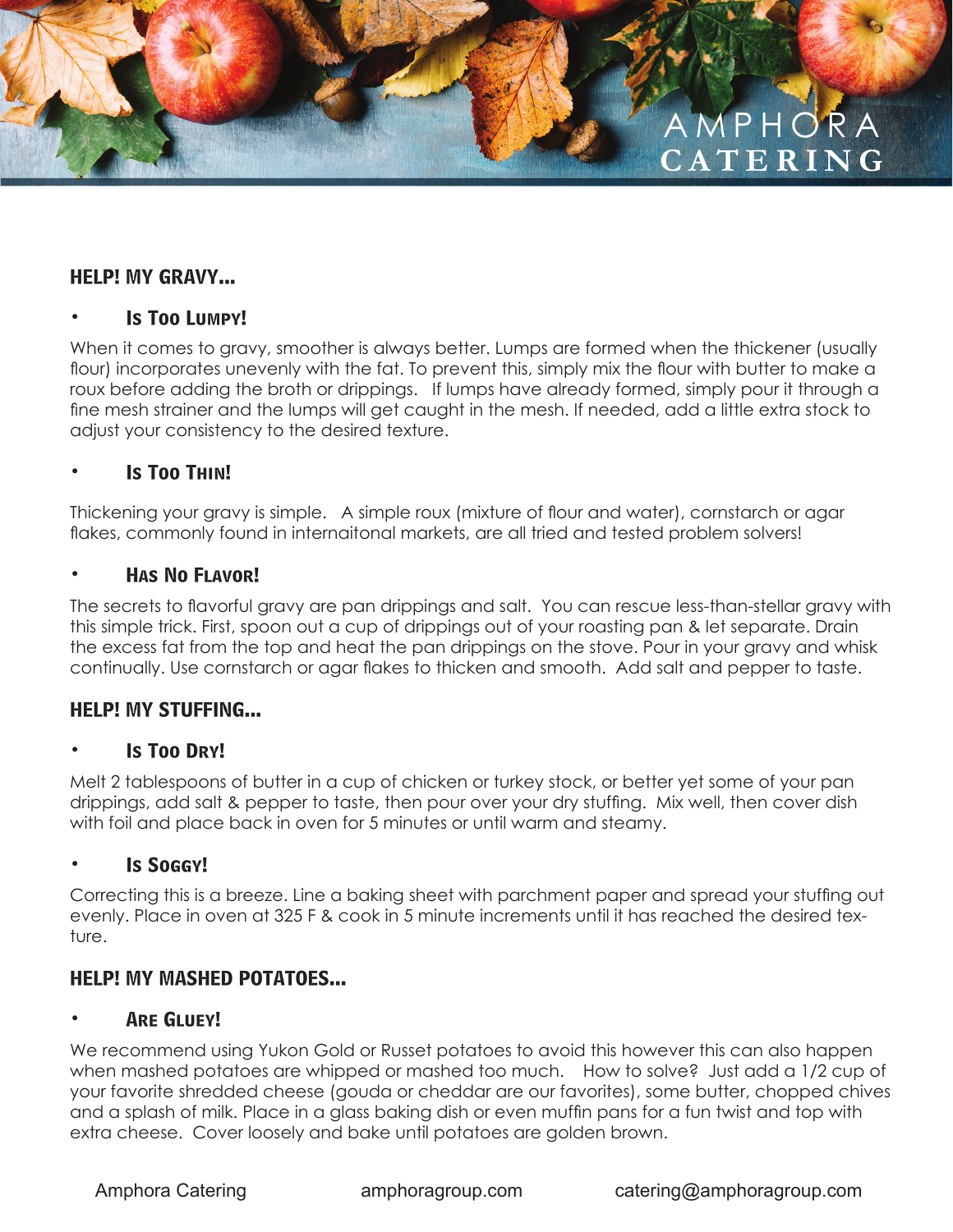## HELP! MY GRAVY...

- ### Is Too Lumpy!

When it comes to gravy, smoother is always better. Lumps are formed when the thickener (usually flour) incorporates unevenly with the fat. To prevent this, simply mix the flour with butter to make a roux before adding the broth or drippings. If lumps have already formed, simply pour it through a fine mesh strainer and the lumps will get caught in the mesh. If needed, add a little extra stock to adjust your consistency to the desired texture.

- ### Is Too Thin!

Thickening your gravy is simple. A simple roux (mixture of flour and water), cornstarch or agar flakes, commonly found in internaitonal markets, are all tried and tested problem solvers!

- ### Has No Flavor!

The secrets to flavorful gravy are pan drippings and salt. You can rescue less-than-stellar gravy with this simple trick. First, spoon out a cup of drippings out of your roasting pan & let separate. Drain the excess fat from the top and heat the pan drippings on the stove. Pour in your gravy and whisk continually. Use cornstarch or agar flakes to thicken and smooth. Add salt and pepper to taste.

## HELP! MY STUFFING...

- ### Is Too Dry!

Melt 2 tablespoons of butter in a cup of chicken or turkey stock, or better yet some of your pan drippings, add salt & pepper to taste, then pour over your dry stuffing. Mix well, then cover dish with foil and place back in oven for 5 minutes or until warm and steamy.

- ### Is Soggy!

Correcting this is a breeze. Line a baking sheet with parchment paper and spread your stuffing out evenly. Place in oven at 325 F & cook in 5 minute increments until it has reached the desired texture.

## HELP! MY MASHED POTATOES...

- ### Are Gluey!

We recommend using Yukon Gold or Russet potatoes to avoid this however this can also happen when mashed potatoes are whipped or mashed too much. How to solve? Just add a 1/2 cup of your favorite shredded cheese (gouda or cheddar are our favorites), some butter, chopped chives and a splash of milk. Place in a glass baking dish or even muffin pans for a fun twist and top with extra cheese. Cover loosely and bake until potatoes are golden brown.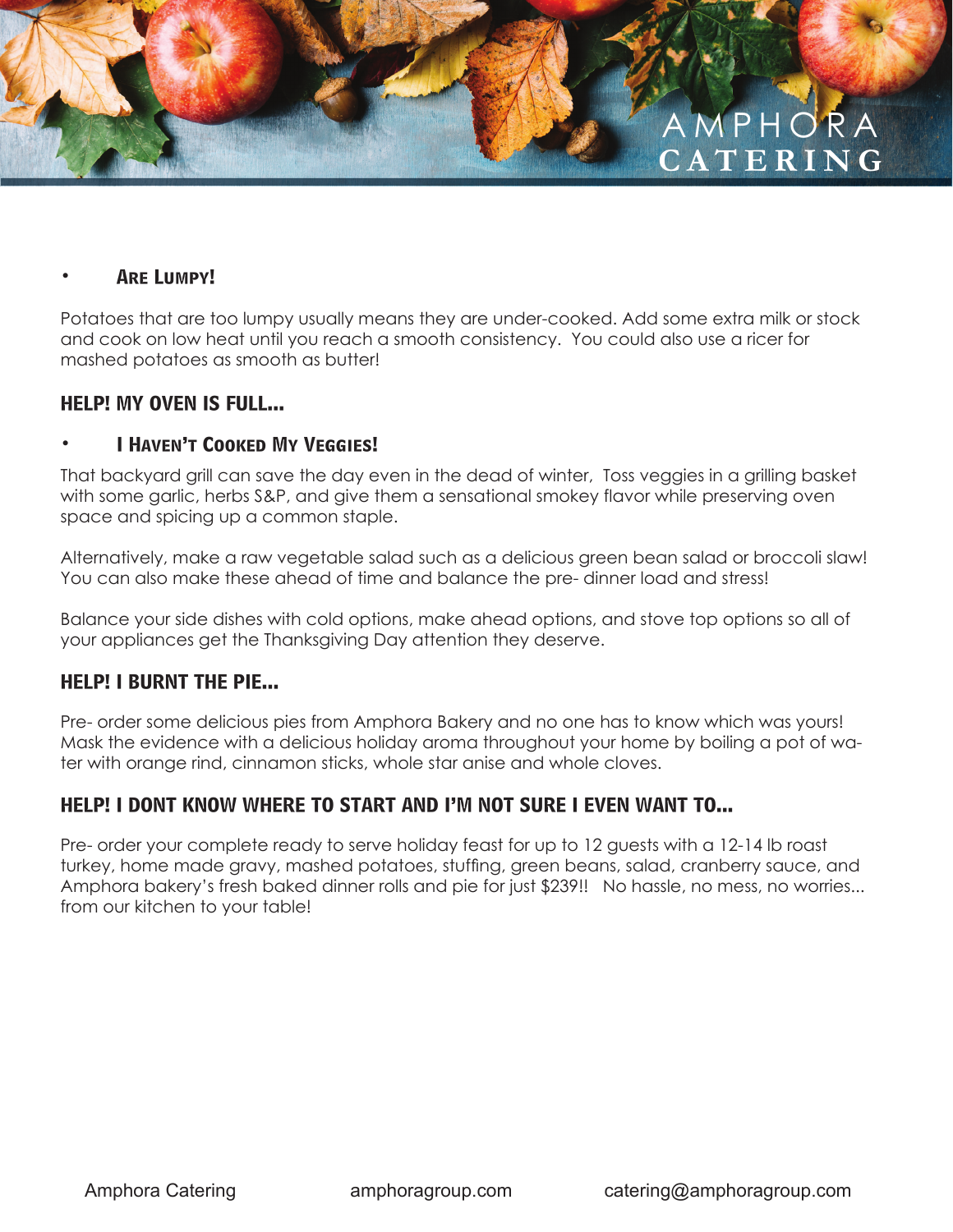- **Are Lumpy!**

Potatoes that are too lumpy usually means they are under-cooked. Add some extra milk or stock and cook on low heat until you reach a smooth consistency. You could also use a ricer for mashed potatoes as smooth as butter!

## HELP! MY OVEN IS FULL...

- **I Haven't Cooked My Veggies!**

That backyard grill can save the day even in the dead of winter, Toss veggies in a grilling basket with some garlic, herbs S&P, and give them a sensational smokey flavor while preserving oven space and spicing up a common staple.

Alternatively, make a raw vegetable salad such as a delicious green bean salad or broccoli slaw! You can also make these ahead of time and balance the pre- dinner load and stress!

Balance your side dishes with cold options, make ahead options, and stove top options so all of your appliances get the Thanksgiving Day attention they deserve.

## HELP! I BURNT THE PIE...

Pre- order some delicious pies from Amphora Bakery and no one has to know which was yours! Mask the evidence with a delicious holiday aroma throughout your home by boiling a pot of water with orange rind, cinnamon sticks, whole star anise and whole cloves.

## HELP! I DONT KNOW WHERE TO START AND I'M NOT SURE I EVEN WANT TO...

Pre- order your complete ready to serve holiday feast for up to 12 guests with a 12-14 lb roast turkey, home made gravy, mashed potatoes, stuffing, green beans, salad, cranberry sauce, and Amphora bakery's fresh baked dinner rolls and pie for just $239!! No hassle, no mess, no worries... from our kitchen to your table!